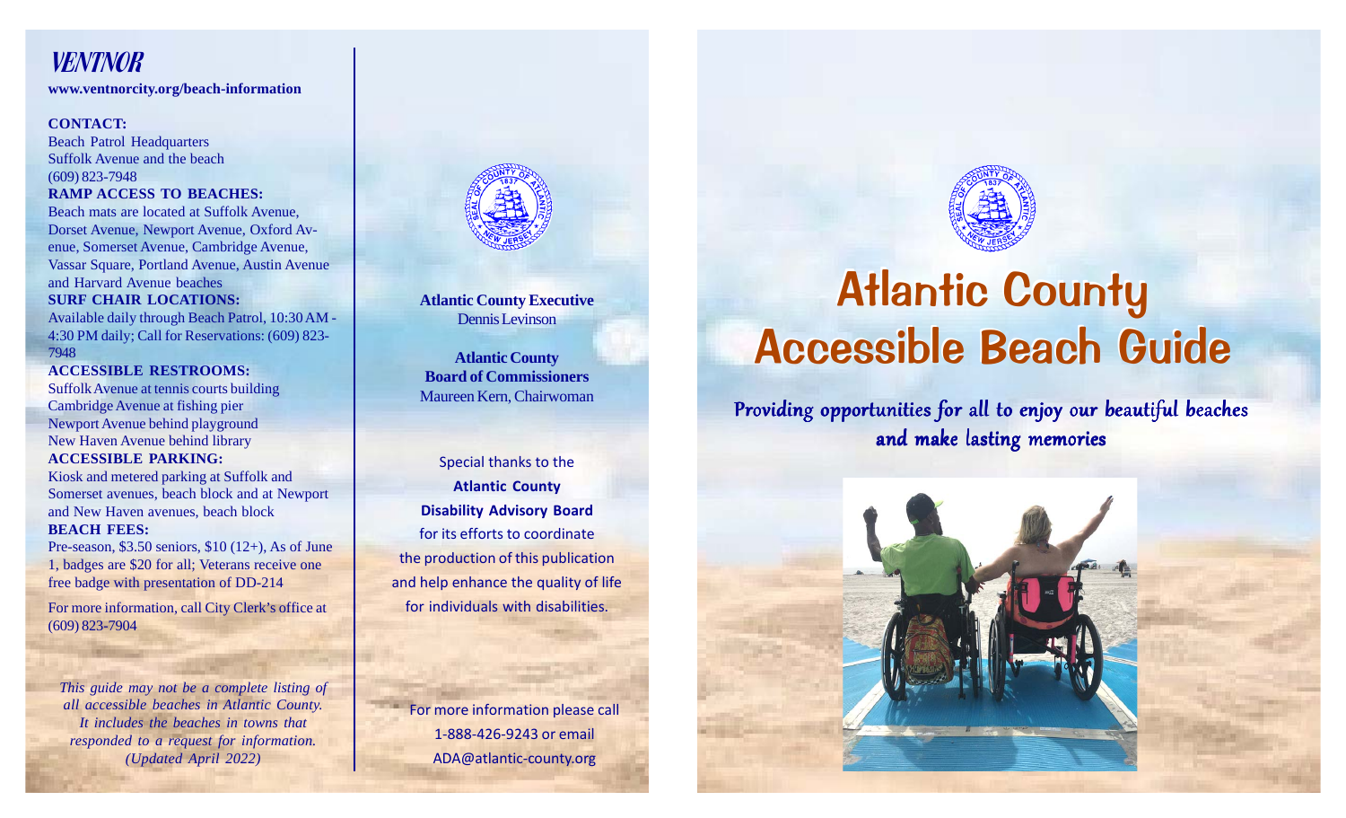# VENTNOR

**www.ventnorcity.org/beach-information**

**CONTACT:**
Beach Patrol Headquarters
Suffolk Avenue and the beach
(609) 823-7948

**RAMP ACCESS TO BEACHES:**
Beach mats are located at Suffolk Avenue, Dorset Avenue, Newport Avenue, Oxford Avenue, Somerset Avenue, Cambridge Avenue, Vassar Square, Portland Avenue, Austin Avenue and Harvard Avenue beaches

**SURF CHAIR LOCATIONS:**
Available daily through Beach Patrol, 10:30 AM - 4:30 PM daily; Call for Reservations: (609) 823-7948

**ACCESSIBLE RESTROOMS:**
Suffolk Avenue at tennis courts building
Cambridge Avenue at fishing pier
Newport Avenue behind playground
New Haven Avenue behind library

**ACCESSIBLE PARKING:**
Kiosk and metered parking at Suffolk and Somerset avenues, beach block and at Newport and New Haven avenues, beach block

**BEACH FEES:**
Pre-season, $3.50 seniors, $10 (12+), As of June 1, badges are $20 for all; Veterans receive one free badge with presentation of DD-214

For more information, call City Clerk's office at (609) 823-7904

*This guide may not be a complete listing of all accessible beaches in Atlantic County. It includes the beaches in towns that responded to a request for information. (Updated April 2022)*

**Atlantic County Executive**
Dennis Levinson

**Atlantic County Board of Commissioners**
Maureen Kern, Chairwoman

Special thanks to the **Atlantic County Disability Advisory Board** for its efforts to coordinate the production of this publication and help enhance the quality of life for individuals with disabilities.

For more information please call 1-888-426-9243 or email ADA@atlantic-county.org

# Atlantic County Accessible Beach Guide

*Providing opportunities for all to enjoy our beautiful beaches and make lasting memories*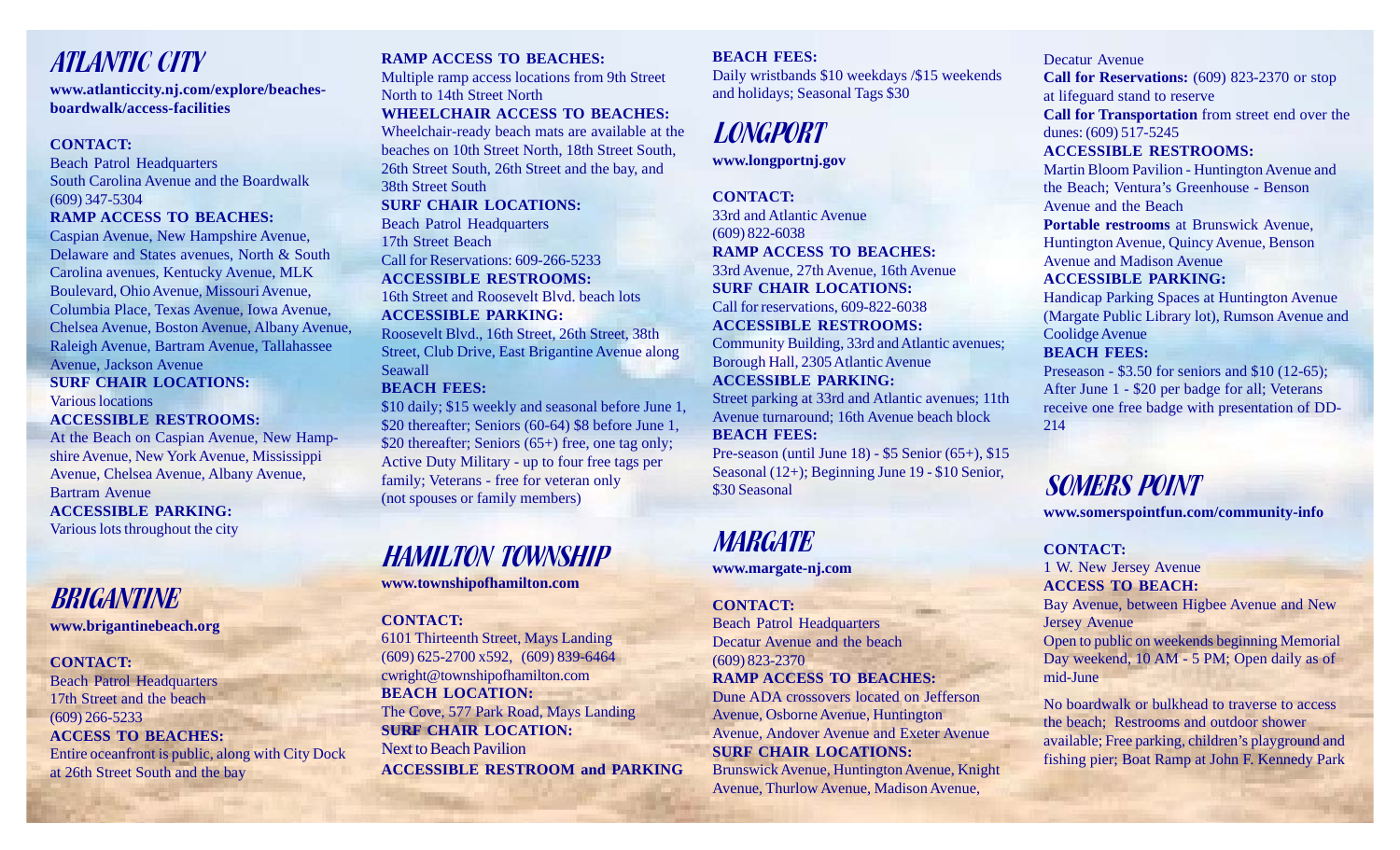## ATLANTIC CITY

**www.atlanticcity.nj.com/explore/beaches-boardwalk/access-facilities**

**CONTACT:**
Beach Patrol Headquarters
South Carolina Avenue and the Boardwalk
(609) 347-5304

**RAMP ACCESS TO BEACHES:**
Caspian Avenue, New Hampshire Avenue, Delaware and States avenues, North & South Carolina avenues, Kentucky Avenue, MLK Boulevard, Ohio Avenue, Missouri Avenue, Columbia Place, Texas Avenue, Iowa Avenue, Chelsea Avenue, Boston Avenue, Albany Avenue, Raleigh Avenue, Bartram Avenue, Tallahassee Avenue, Jackson Avenue

**SURF CHAIR LOCATIONS:**
Various locations

**ACCESSIBLE RESTROOMS:**
At the Beach on Caspian Avenue, New Hampshire Avenue, New York Avenue, Mississippi Avenue, Chelsea Avenue, Albany Avenue, Bartram Avenue

**ACCESSIBLE PARKING:**
Various lots throughout the city

## BRIGANTINE

**www.brigantinebeach.org**

**CONTACT:**
Beach Patrol Headquarters
17th Street and the beach
(609) 266-5233

**ACCESS TO BEACHES:**
Entire oceanfront is public, along with City Dock at 26th Street South and the bay

**RAMP ACCESS TO BEACHES:**
Multiple ramp access locations from 9th Street North to 14th Street North

**WHEELCHAIR ACCESS TO BEACHES:**
Wheelchair-ready beach mats are available at the beaches on 10th Street North, 18th Street South, 26th Street South, 26th Street and the bay, and 38th Street South

**SURF CHAIR LOCATIONS:**
Beach Patrol Headquarters
17th Street Beach
Call for Reservations: 609-266-5233

**ACCESSIBLE RESTROOMS:**
16th Street and Roosevelt Blvd. beach lots

**ACCESSIBLE PARKING:**
Roosevelt Blvd., 16th Street, 26th Street, 38th Street, Club Drive, East Brigantine Avenue along Seawall

**BEACH FEES:**
$10 daily; $15 weekly and seasonal before June 1, $20 thereafter; Seniors (60-64) $8 before June 1, $20 thereafter; Seniors (65+) free, one tag only; Active Duty Military - up to four free tags per family; Veterans - free for veteran only (not spouses or family members)

## HAMILTON TOWNSHIP

**www.townshipofhamilton.com**

**CONTACT:**
6101 Thirteenth Street, Mays Landing
(609) 625-2700 x592, (609) 839-6464
cwright@townshipofhamilton.com

**BEACH LOCATION:**
The Cove, 577 Park Road, Mays Landing

**SURF CHAIR LOCATION:**
Next to Beach Pavilion

**ACCESSIBLE RESTROOM and PARKING**

**BEACH FEES:**
Daily wristbands $10 weekdays /$15 weekends and holidays; Seasonal Tags $30

## LONGPORT

**www.longportnj.gov**

**CONTACT:**
33rd and Atlantic Avenue
(609) 822-6038

**RAMP ACCESS TO BEACHES:**
33rd Avenue, 27th Avenue, 16th Avenue

**SURF CHAIR LOCATIONS:**
Call for reservations, 609-822-6038

**ACCESSIBLE RESTROOMS:**
Community Building, 33rd and Atlantic avenues; Borough Hall, 2305 Atlantic Avenue

**ACCESSIBLE PARKING:**
Street parking at 33rd and Atlantic avenues; 11th Avenue turnaround; 16th Avenue beach block

**BEACH FEES:**
Pre-season (until June 18) - $5 Senior (65+), $15 Seasonal (12+); Beginning June 19 - $10 Senior, $30 Seasonal

## MARGATE

**www.margate-nj.com**

**CONTACT:**
Beach Patrol Headquarters
Decatur Avenue and the beach
(609) 823-2370

**RAMP ACCESS TO BEACHES:**
Dune ADA crossovers located on Jefferson Avenue, Osborne Avenue, Huntington Avenue, Andover Avenue and Exeter Avenue

**SURF CHAIR LOCATIONS:**
Brunswick Avenue, Huntington Avenue, Knight Avenue, Thurlow Avenue, Madison Avenue, Decatur Avenue

**Call for Reservations:** (609) 823-2370 or stop at lifeguard stand to reserve

**Call for Transportation** from street end over the dunes: (609) 517-5245

**ACCESSIBLE RESTROOMS:**
Martin Bloom Pavilion - Huntington Avenue and the Beach; Ventura's Greenhouse - Benson Avenue and the Beach

**Portable restrooms** at Brunswick Avenue, Huntington Avenue, Quincy Avenue, Benson Avenue and Madison Avenue

**ACCESSIBLE PARKING:**
Handicap Parking Spaces at Huntington Avenue (Margate Public Library lot), Rumson Avenue and Coolidge Avenue

**BEACH FEES:**
Preseason - $3.50 for seniors and $10 (12-65); After June 1 - $20 per badge for all; Veterans receive one free badge with presentation of DD-214

## SOMERS POINT

**www.somerspointfun.com/community-info**

**CONTACT:**
1 W. New Jersey Avenue

**ACCESS TO BEACH:**
Bay Avenue, between Higbee Avenue and New Jersey Avenue
Open to public on weekends beginning Memorial Day weekend, 10 AM - 5 PM; Open daily as of mid-June

No boardwalk or bulkhead to traverse to access the beach; Restrooms and outdoor shower available; Free parking, children's playground and fishing pier; Boat Ramp at John F. Kennedy Park